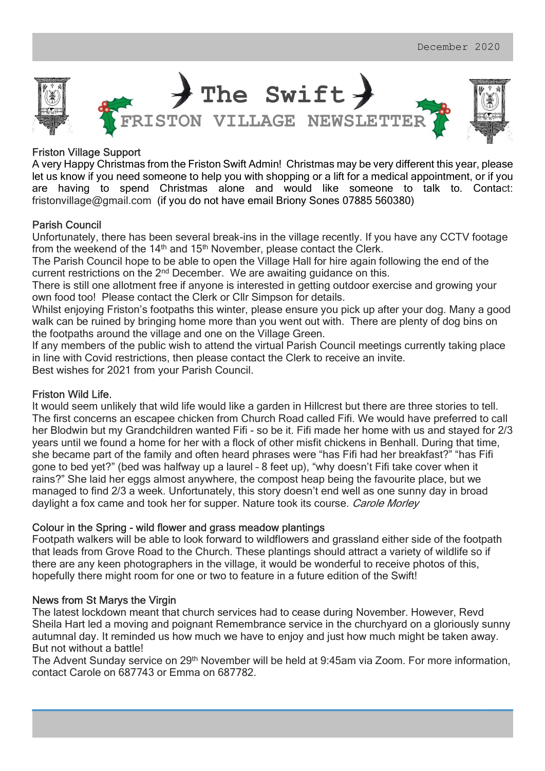December 2020

# The Swift

## FRISTON VILLAGE NEWSLETTER

### Friston Village Support

A very Happy Christmas from the Friston Swift Admin! Christmas may be very different this year, please let us know if you need someone to help you with shopping or a lift for a medical appointment, or if you are having to spend Christmas alone and would like someone to talk to. Contact: fristonvillage@gmail.com (if you do not have email Briony Sones 07885 560380)

### Parish Council

Unfortunately, there has been several break-ins in the village recently. If you have any CCTV footage from the weekend of the 14th and 15th November, please contact the Clerk.

The Parish Council hope to be able to open the Village Hall for hire again following the end of the current restrictions on the 2nd December. We are awaiting guidance on this.

There is still one allotment free if anyone is interested in getting outdoor exercise and growing your own food too! Please contact the Clerk or Cllr Simpson for details.

Whilst enjoying Friston's footpaths this winter, please ensure you pick up after your dog. Many a good walk can be ruined by bringing home more than you went out with. There are plenty of dog bins on the footpaths around the village and one on the Village Green.

If any members of the public wish to attend the virtual Parish Council meetings currently taking place in line with Covid restrictions, then please contact the Clerk to receive an invite.

Best wishes for 2021 from your Parish Council.

### Friston Wild Life.

It would seem unlikely that wild life would like a garden in Hillcrest but there are three stories to tell. The first concerns an escapee chicken from Church Road called Fifi. We would have preferred to call her Blodwin but my Grandchildren wanted Fifi - so be it. Fifi made her home with us and stayed for 2/3 years until we found a home for her with a flock of other misfit chickens in Benhall. During that time, she became part of the family and often heard phrases were "has Fifi had her breakfast?" "has Fifi gone to bed yet?" (bed was halfway up a laurel – 8 feet up), "why doesn't Fifi take cover when it rains?" She laid her eggs almost anywhere, the compost heap being the favourite place, but we managed to find 2/3 a week. Unfortunately, this story doesn't end well as one sunny day in broad daylight a fox came and took her for supper. Nature took its course. *Carole Morley*

### Colour in the Spring - wild flower and grass meadow plantings

Footpath walkers will be able to look forward to wildflowers and grassland either side of the footpath that leads from Grove Road to the Church. These plantings should attract a variety of wildlife so if there are any keen photographers in the village, it would be wonderful to receive photos of this, hopefully there might room for one or two to feature in a future edition of the Swift!

### News from St Marys the Virgin

The latest lockdown meant that church services had to cease during November. However, Revd Sheila Hart led a moving and poignant Remembrance service in the churchyard on a gloriously sunny autumnal day. It reminded us how much we have to enjoy and just how much might be taken away. But not without a battle!

The Advent Sunday service on 29th November will be held at 9:45am via Zoom. For more information, contact Carole on 687743 or Emma on 687782.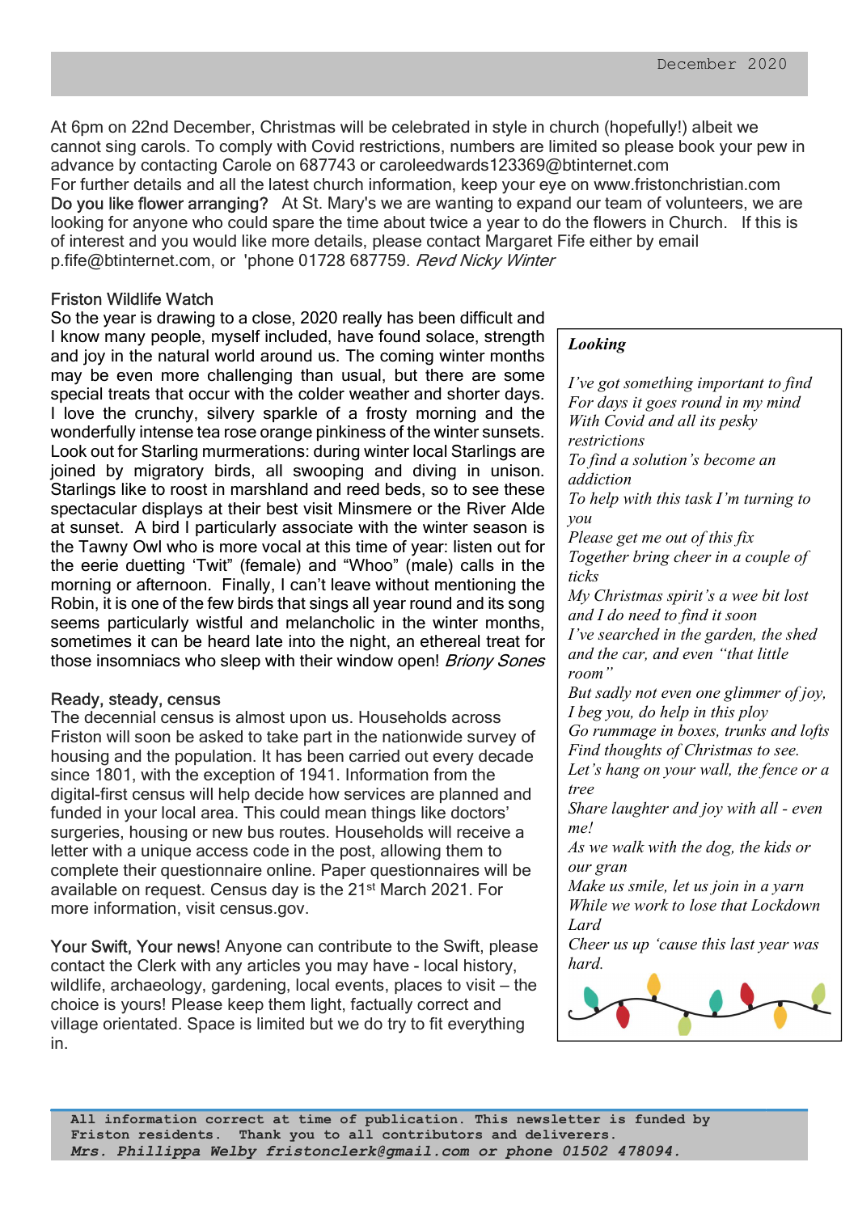At 6pm on 22nd December, Christmas will be celebrated in style in church (hopefully!) albeit we cannot sing carols. To comply with Covid restrictions, numbers are limited so please book your pew in advance by contacting Carole on 687743 or caroleedwards123369@btinternet.com

For further details and all the latest church information, keep your eye on www.fristonchristian.com

Do you like flower arranging? At St. Mary's we are wanting to expand our team of volunteers, we are looking for anyone who could spare the time about twice a year to do the flowers in Church. If this is of interest and you would like more details, please contact Margaret Fife either by email p.fife@btinternet.com, or 'phone 01728 687759. *Revd Nicky Winter*

## Friston Wildlife Watch

So the year is drawing to a close, 2020 really has been difficult and I know many people, myself included, have found solace, strength and joy in the natural world around us. The coming winter months may be even more challenging than usual, but there are some special treats that occur with the colder weather and shorter days. I love the crunchy, silvery sparkle of a frosty morning and the wonderfully intense tea rose orange pinkiness of the winter sunsets. Look out for Starling murmerations: during winter local Starlings are joined by migratory birds, all swooping and diving in unison. Starlings like to roost in marshland and reed beds, so to see these spectacular displays at their best visit Minsmere or the River Alde at sunset. A bird I particularly associate with the winter season is the Tawny Owl who is more vocal at this time of year: listen out for the eerie duetting 'Twit" (female) and "Whoo" (male) calls in the morning or afternoon. Finally, I can't leave without mentioning the Robin, it is one of the few birds that sings all year round and its song seems particularly wistful and melancholic in the winter months, sometimes it can be heard late into the night, an ethereal treat for those insomniacs who sleep with their window open! *Briony Sones*

## Ready, steady, census

The decennial census is almost upon us. Households across Friston will soon be asked to take part in the nationwide survey of housing and the population. It has been carried out every decade since 1801, with the exception of 1941. Information from the digital-first census will help decide how services are planned and funded in your local area. This could mean things like doctors' surgeries, housing or new bus routes. Households will receive a letter with a unique access code in the post, allowing them to complete their questionnaire online. Paper questionnaires will be available on request. Census day is the 21st March 2021. For more information, visit census.gov.

**Your Swift, Your news!** Anyone can contribute to the Swift, please contact the Clerk with any articles you may have - local history, wildlife, archaeology, gardening, local events, places to visit – the choice is yours! Please keep them light, factually correct and village orientated. Space is limited but we do try to fit everything in.

### *Looking*

*I've got something important to find*
*For days it goes round in my mind*
*With Covid and all its pesky restrictions*
*To find a solution's become an addiction*
*To help with this task I'm turning to you*
*Please get me out of this fix*
*Together bring cheer in a couple of ticks*
*My Christmas spirit's a wee bit lost*
*and I do need to find it soon*
*I've searched in the garden, the shed and the car, and even "that little room"*
*But sadly not even one glimmer of joy,*
*I beg you, do help in this ploy*
*Go rummage in boxes, trunks and lofts*
*Find thoughts of Christmas to see.*
*Let's hang on your wall, the fence or a tree*
*Share laughter and joy with all - even me!*
*As we walk with the dog, the kids or our gran*
*Make us smile, let us join in a yarn*
*While we work to lose that Lockdown Lard*
*Cheer us up 'cause this last year was hard.*

All information correct at time of publication. This newsletter is funded by Friston residents. Thank you to all contributors and deliverers.
*Mrs. Phillippa Welby fristonclerk@gmail.com or phone 01502 478094.*